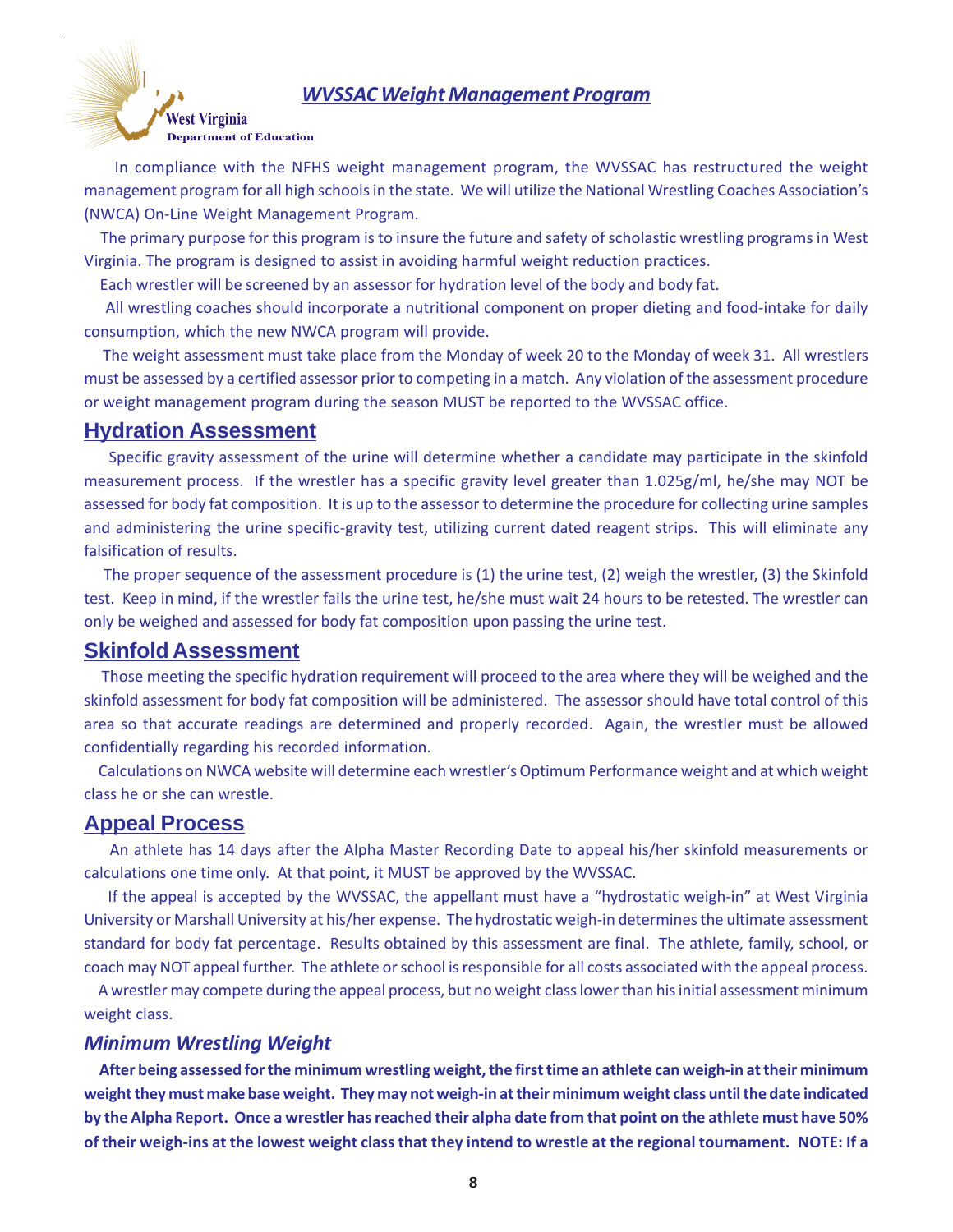West Virginia
Department of Education

# *WVSSAC Weight Management Program*

In compliance with the NFHS weight management program, the WVSSAC has restructured the weight management program for all high schools in the state. We will utilize the National Wrestling Coaches Association's (NWCA) On-Line Weight Management Program.

The primary purpose for this program is to insure the future and safety of scholastic wrestling programs in West Virginia. The program is designed to assist in avoiding harmful weight reduction practices.

Each wrestler will be screened by an assessor for hydration level of the body and body fat.

All wrestling coaches should incorporate a nutritional component on proper dieting and food-intake for daily consumption, which the new NWCA program will provide.

The weight assessment must take place from the Monday of week 20 to the Monday of week 31. All wrestlers must be assessed by a certified assessor prior to competing in a match. Any violation of the assessment procedure or weight management program during the season MUST be reported to the WVSSAC office.

## Hydration Assessment

Specific gravity assessment of the urine will determine whether a candidate may participate in the skinfold measurement process. If the wrestler has a specific gravity level greater than 1.025g/ml, he/she may NOT be assessed for body fat composition. It is up to the assessor to determine the procedure for collecting urine samples and administering the urine specific-gravity test, utilizing current dated reagent strips. This will eliminate any falsification of results.

The proper sequence of the assessment procedure is (1) the urine test, (2) weigh the wrestler, (3) the Skinfold test. Keep in mind, if the wrestler fails the urine test, he/she must wait 24 hours to be retested. The wrestler can only be weighed and assessed for body fat composition upon passing the urine test.

## Skinfold Assessment

Those meeting the specific hydration requirement will proceed to the area where they will be weighed and the skinfold assessment for body fat composition will be administered. The assessor should have total control of this area so that accurate readings are determined and properly recorded. Again, the wrestler must be allowed confidentially regarding his recorded information.

Calculations on NWCA website will determine each wrestler's Optimum Performance weight and at which weight class he or she can wrestle.

## Appeal Process

An athlete has 14 days after the Alpha Master Recording Date to appeal his/her skinfold measurements or calculations one time only. At that point, it MUST be approved by the WVSSAC.

If the appeal is accepted by the WVSSAC, the appellant must have a "hydrostatic weigh-in" at West Virginia University or Marshall University at his/her expense. The hydrostatic weigh-in determines the ultimate assessment standard for body fat percentage. Results obtained by this assessment are final. The athlete, family, school, or coach may NOT appeal further. The athlete or school is responsible for all costs associated with the appeal process.

A wrestler may compete during the appeal process, but no weight class lower than his initial assessment minimum weight class.

### *Minimum Wrestling Weight*

**After being assessed for the minimum wrestling weight, the first time an athlete can weigh-in at their minimum weight they must make base weight. They may not weigh-in at their minimum weight class until the date indicated by the Alpha Report. Once a wrestler has reached their alpha date from that point on the athlete must have 50% of their weigh-ins at the lowest weight class that they intend to wrestle at the regional tournament. NOTE: If a**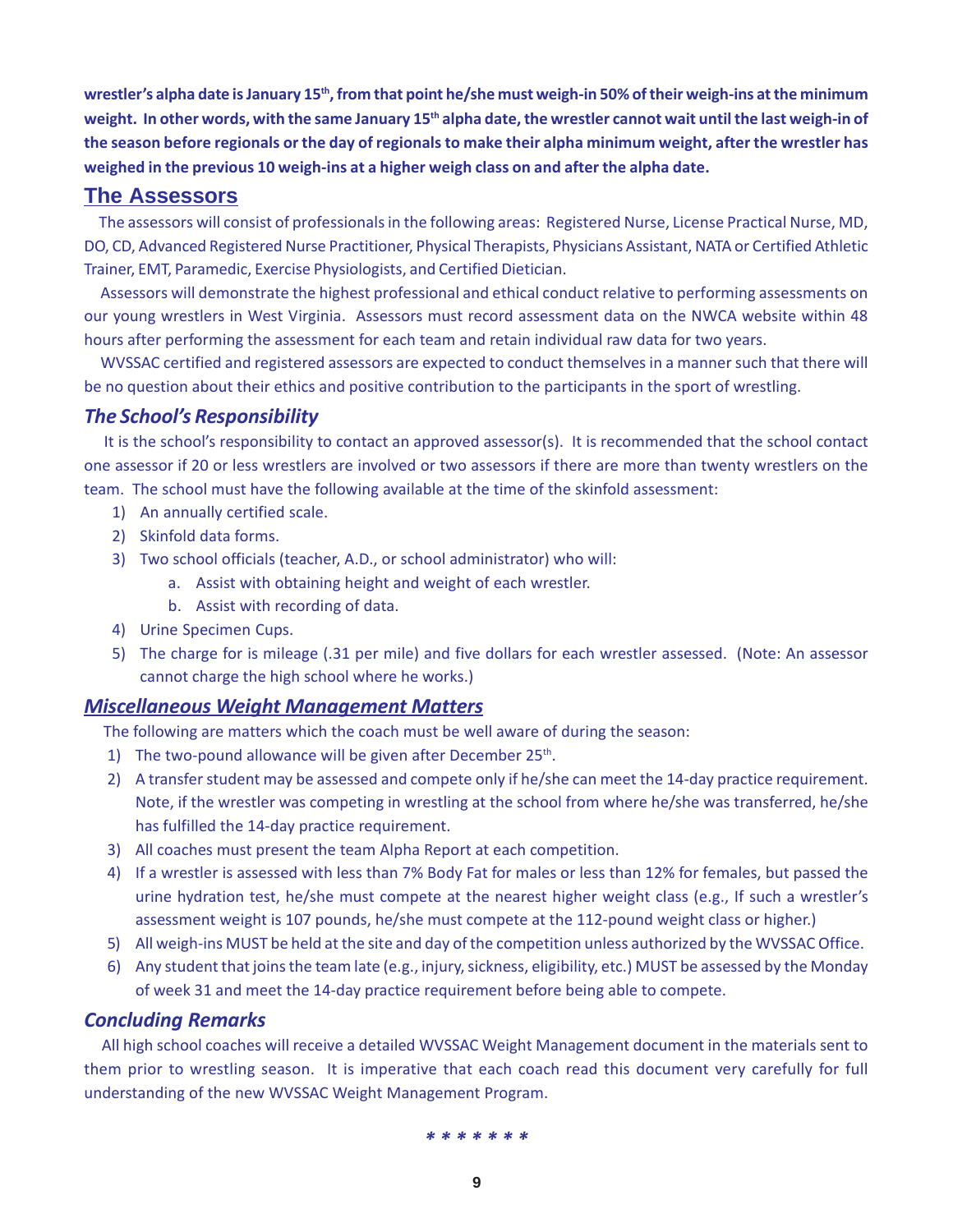**wrestler's alpha date is January 15th, from that point he/she must weigh-in 50% of their weigh-ins at the minimum weight. In other words, with the same January 15th alpha date, the wrestler cannot wait until the last weigh-in of the season before regionals or the day of regionals to make their alpha minimum weight, after the wrestler has weighed in the previous 10 weigh-ins at a higher weigh class on and after the alpha date.**

## The Assessors

The assessors will consist of professionals in the following areas: Registered Nurse, License Practical Nurse, MD, DO, CD, Advanced Registered Nurse Practitioner, Physical Therapists, Physicians Assistant, NATA or Certified Athletic Trainer, EMT, Paramedic, Exercise Physiologists, and Certified Dietician.

Assessors will demonstrate the highest professional and ethical conduct relative to performing assessments on our young wrestlers in West Virginia. Assessors must record assessment data on the NWCA website within 48 hours after performing the assessment for each team and retain individual raw data for two years.

WVSSAC certified and registered assessors are expected to conduct themselves in a manner such that there will be no question about their ethics and positive contribution to the participants in the sport of wrestling.

### *The School's Responsibility*

It is the school's responsibility to contact an approved assessor(s). It is recommended that the school contact one assessor if 20 or less wrestlers are involved or two assessors if there are more than twenty wrestlers on the team. The school must have the following available at the time of the skinfold assessment:

1) An annually certified scale.
2) Skinfold data forms.
3) Two school officials (teacher, A.D., or school administrator) who will:
    a. Assist with obtaining height and weight of each wrestler.
    b. Assist with recording of data.
4) Urine Specimen Cups.
5) The charge for is mileage (.31 per mile) and five dollars for each wrestler assessed. (Note: An assessor cannot charge the high school where he works.)

### ***Miscellaneous Weight Management Matters***

The following are matters which the coach must be well aware of during the season:

1) The two-pound allowance will be given after December 25th.
2) A transfer student may be assessed and compete only if he/she can meet the 14-day practice requirement. Note, if the wrestler was competing in wrestling at the school from where he/she was transferred, he/she has fulfilled the 14-day practice requirement.
3) All coaches must present the team Alpha Report at each competition.
4) If a wrestler is assessed with less than 7% Body Fat for males or less than 12% for females, but passed the urine hydration test, he/she must compete at the nearest higher weight class (e.g., If such a wrestler's assessment weight is 107 pounds, he/she must compete at the 112-pound weight class or higher.)
5) All weigh-ins MUST be held at the site and day of the competition unless authorized by the WVSSAC Office.
6) Any student that joins the team late (e.g., injury, sickness, eligibility, etc.) MUST be assessed by the Monday of week 31 and meet the 14-day practice requirement before being able to compete.

### *Concluding Remarks*

All high school coaches will receive a detailed WVSSAC Weight Management document in the materials sent to them prior to wrestling season. It is imperative that each coach read this document very carefully for full understanding of the new WVSSAC Weight Management Program.

*\* \* \* \* \* \* \**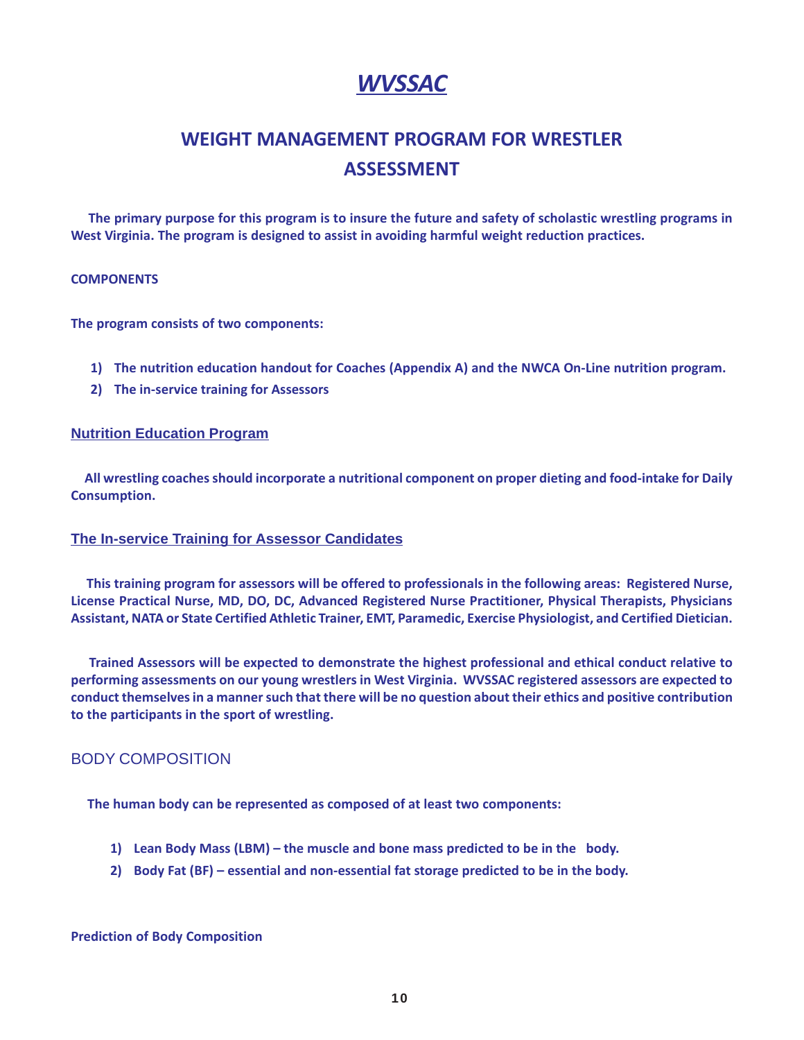# *WVSSAC*

## WEIGHT MANAGEMENT PROGRAM FOR WRESTLER ASSESSMENT

**The primary purpose for this program is to insure the future and safety of scholastic wrestling programs in West Virginia. The program is designed to assist in avoiding harmful weight reduction practices.**

**COMPONENTS**

**The program consists of two components:**

1) **The nutrition education handout for Coaches (Appendix A) and the NWCA On-Line nutrition program.**
2) **The in-service training for Assessors**

### Nutrition Education Program

**All wrestling coaches should incorporate a nutritional component on proper dieting and food-intake for Daily Consumption.**

### The In-service Training for Assessor Candidates

**This training program for assessors will be offered to professionals in the following areas: Registered Nurse, License Practical Nurse, MD, DO, DC, Advanced Registered Nurse Practitioner, Physical Therapists, Physicians Assistant, NATA or State Certified Athletic Trainer, EMT, Paramedic, Exercise Physiologist, and Certified Dietician.**

**Trained Assessors will be expected to demonstrate the highest professional and ethical conduct relative to performing assessments on our young wrestlers in West Virginia. WVSSAC registered assessors are expected to conduct themselves in a manner such that there will be no question about their ethics and positive contribution to the participants in the sport of wrestling.**

## BODY COMPOSITION

**The human body can be represented as composed of at least two components:**

1) **Lean Body Mass (LBM) – the muscle and bone mass predicted to be in the body.**
2) **Body Fat (BF) – essential and non-essential fat storage predicted to be in the body.**

**Prediction of Body Composition**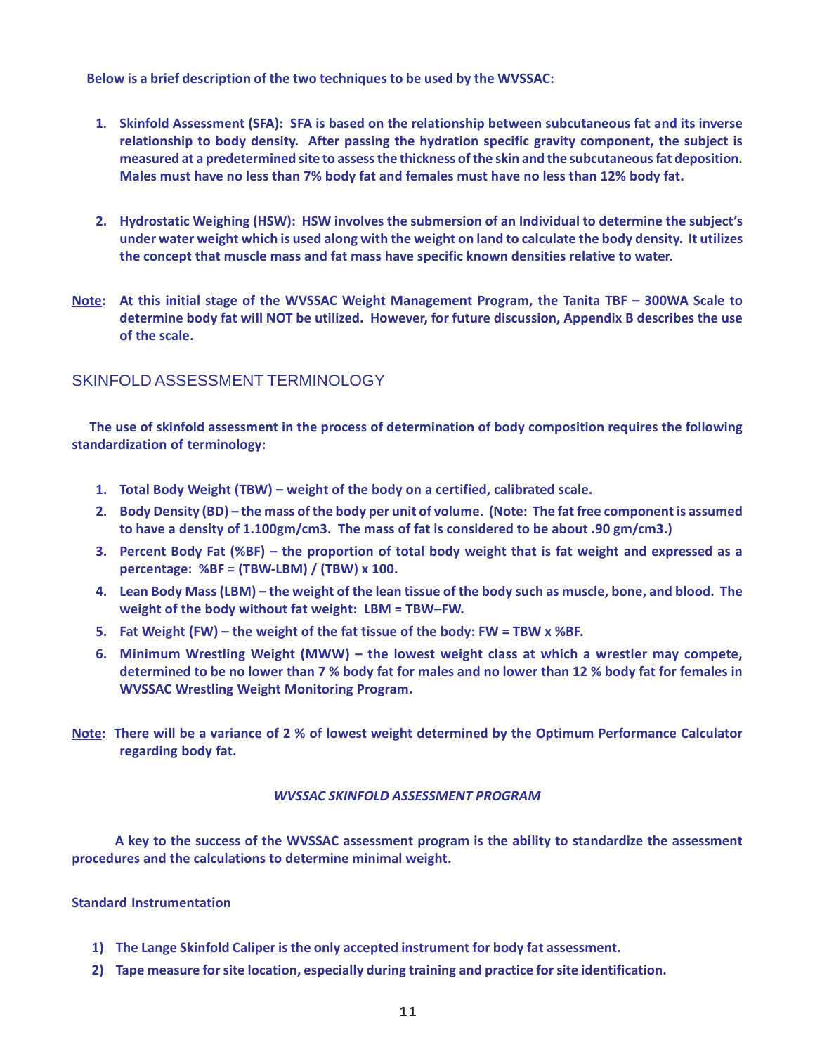**Below is a brief description of the two techniques to be used by the WVSSAC:**

1. **Skinfold Assessment (SFA): SFA is based on the relationship between subcutaneous fat and its inverse relationship to body density. After passing the hydration specific gravity component, the subject is measured at a predetermined site to assess the thickness of the skin and the subcutaneous fat deposition. Males must have no less than 7% body fat and females must have no less than 12% body fat.**

2. **Hydrostatic Weighing (HSW): HSW involves the submersion of an Individual to determine the subject's under water weight which is used along with the weight on land to calculate the body density. It utilizes the concept that muscle mass and fat mass have specific known densities relative to water.**

**Note: At this initial stage of the WVSSAC Weight Management Program, the Tanita TBF – 300WA Scale to determine body fat will NOT be utilized. However, for future discussion, Appendix B describes the use of the scale.**

## SKINFOLD ASSESSMENT TERMINOLOGY

**The use of skinfold assessment in the process of determination of body composition requires the following standardization of terminology:**

1. **Total Body Weight (TBW) – weight of the body on a certified, calibrated scale.**
2. **Body Density (BD) – the mass of the body per unit of volume. (Note: The fat free component is assumed to have a density of 1.100gm/cm3. The mass of fat is considered to be about .90 gm/cm3.)**
3. **Percent Body Fat (%BF) – the proportion of total body weight that is fat weight and expressed as a percentage: %BF = (TBW-LBM) / (TBW) x 100.**
4. **Lean Body Mass (LBM) – the weight of the lean tissue of the body such as muscle, bone, and blood. The weight of the body without fat weight: LBM = TBW–FW.**
5. **Fat Weight (FW) – the weight of the fat tissue of the body: FW = TBW x %BF.**
6. **Minimum Wrestling Weight (MWW) – the lowest weight class at which a wrestler may compete, determined to be no lower than 7 % body fat for males and no lower than 12 % body fat for females in WVSSAC Wrestling Weight Monitoring Program.**

**Note: There will be a variance of 2 % of lowest weight determined by the Optimum Performance Calculator regarding body fat.**

### *WVSSAC SKINFOLD ASSESSMENT PROGRAM*

**A key to the success of the WVSSAC assessment program is the ability to standardize the assessment procedures and the calculations to determine minimal weight.**

**Standard Instrumentation**

1) **The Lange Skinfold Caliper is the only accepted instrument for body fat assessment.**
2) **Tape measure for site location, especially during training and practice for site identification.**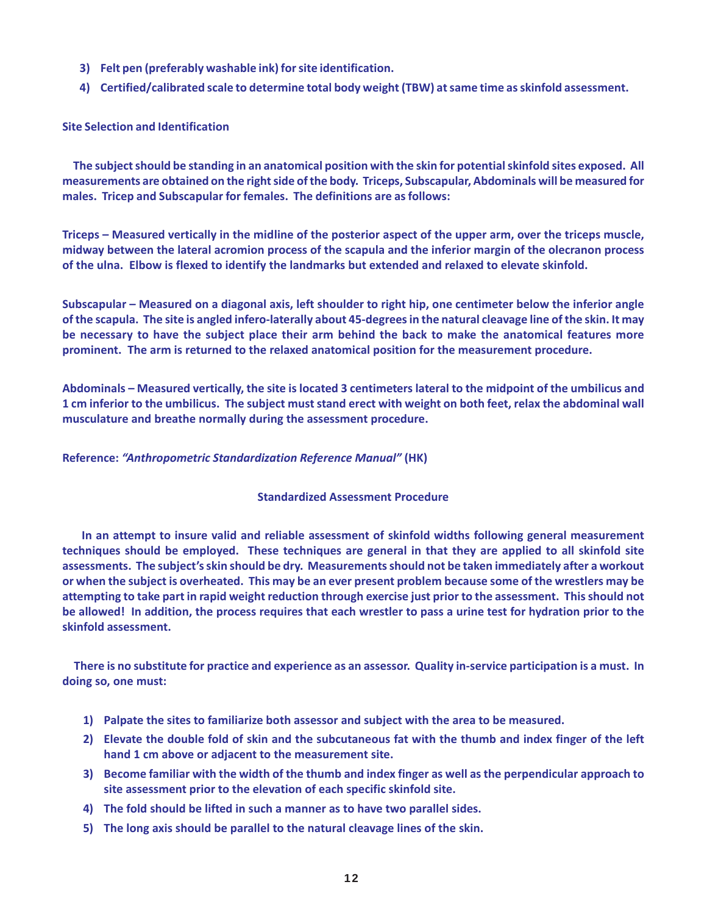3) **Felt pen (preferably washable ink) for site identification.**
4) **Certified/calibrated scale to determine total body weight (TBW) at same time as skinfold assessment.**

**Site Selection and Identification**

**The subject should be standing in an anatomical position with the skin for potential skinfold sites exposed. All measurements are obtained on the right side of the body. Triceps, Subscapular, Abdominals will be measured for males. Tricep and Subscapular for females. The definitions are as follows:**

**Triceps – Measured vertically in the midline of the posterior aspect of the upper arm, over the triceps muscle, midway between the lateral acromion process of the scapula and the inferior margin of the olecranon process of the ulna. Elbow is flexed to identify the landmarks but extended and relaxed to elevate skinfold.**

**Subscapular – Measured on a diagonal axis, left shoulder to right hip, one centimeter below the inferior angle of the scapula. The site is angled infero-laterally about 45-degrees in the natural cleavage line of the skin. It may be necessary to have the subject place their arm behind the back to make the anatomical features more prominent. The arm is returned to the relaxed anatomical position for the measurement procedure.**

**Abdominals – Measured vertically, the site is located 3 centimeters lateral to the midpoint of the umbilicus and 1 cm inferior to the umbilicus. The subject must stand erect with weight on both feet, relax the abdominal wall musculature and breathe normally during the assessment procedure.**

**Reference:** ***"Anthropometric Standardization Reference Manual"*** **(HK)**

## Standardized Assessment Procedure

**In an attempt to insure valid and reliable assessment of skinfold widths following general measurement techniques should be employed. These techniques are general in that they are applied to all skinfold site assessments. The subject's skin should be dry. Measurements should not be taken immediately after a workout or when the subject is overheated. This may be an ever present problem because some of the wrestlers may be attempting to take part in rapid weight reduction through exercise just prior to the assessment. This should not be allowed! In addition, the process requires that each wrestler to pass a urine test for hydration prior to the skinfold assessment.**

**There is no substitute for practice and experience as an assessor. Quality in-service participation is a must. In doing so, one must:**

1) **Palpate the sites to familiarize both assessor and subject with the area to be measured.**
2) **Elevate the double fold of skin and the subcutaneous fat with the thumb and index finger of the left hand 1 cm above or adjacent to the measurement site.**
3) **Become familiar with the width of the thumb and index finger as well as the perpendicular approach to site assessment prior to the elevation of each specific skinfold site.**
4) **The fold should be lifted in such a manner as to have two parallel sides.**
5) **The long axis should be parallel to the natural cleavage lines of the skin.**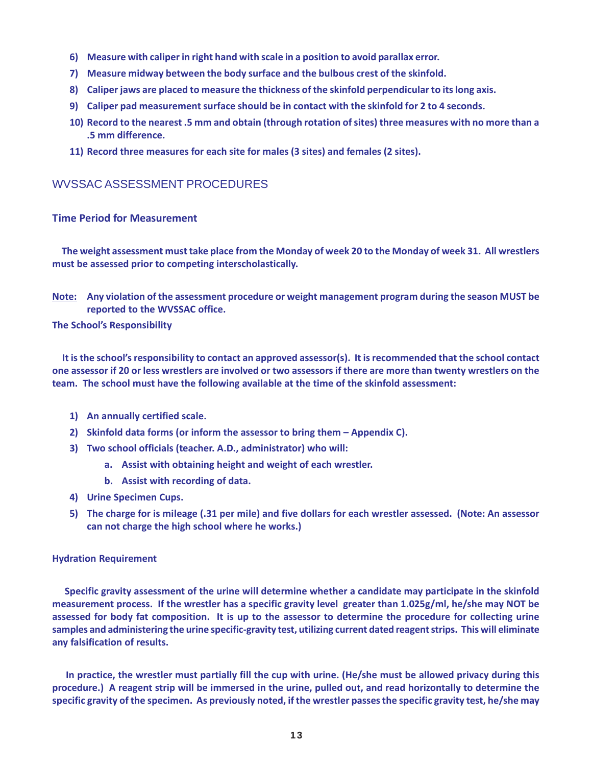6) **Measure with caliper in right hand with scale in a position to avoid parallax error.**
7) **Measure midway between the body surface and the bulbous crest of the skinfold.**
8) **Caliper jaws are placed to measure the thickness of the skinfold perpendicular to its long axis.**
9) **Caliper pad measurement surface should be in contact with the skinfold for 2 to 4 seconds.**
10) **Record to the nearest .5 mm and obtain (through rotation of sites) three measures with no more than a .5 mm difference.**
11) **Record three measures for each site for males (3 sites) and females (2 sites).**

## WVSSAC ASSESSMENT PROCEDURES

### Time Period for Measurement

**The weight assessment must take place from the Monday of week 20 to the Monday of week 31. All wrestlers must be assessed prior to competing interscholastically.**

**<u>Note:</u> Any violation of the assessment procedure or weight management program during the season MUST be reported to the WVSSAC office.**

**The School's Responsibility**

**It is the school's responsibility to contact an approved assessor(s). It is recommended that the school contact one assessor if 20 or less wrestlers are involved or two assessors if there are more than twenty wrestlers on the team. The school must have the following available at the time of the skinfold assessment:**

1) **An annually certified scale.**
2) **Skinfold data forms (or inform the assessor to bring them – Appendix C).**
3) **Two school officials (teacher. A.D., administrator) who will:**
    a. **Assist with obtaining height and weight of each wrestler.**
    b. **Assist with recording of data.**
4) **Urine Specimen Cups.**
5) **The charge for is mileage (.31 per mile) and five dollars for each wrestler assessed. (Note: An assessor can not charge the high school where he works.)**

**Hydration Requirement**

**Specific gravity assessment of the urine will determine whether a candidate may participate in the skinfold measurement process. If the wrestler has a specific gravity level greater than 1.025g/ml, he/she may NOT be assessed for body fat composition. It is up to the assessor to determine the procedure for collecting urine samples and administering the urine specific-gravity test, utilizing current dated reagent strips. This will eliminate any falsification of results.**

**In practice, the wrestler must partially fill the cup with urine. (He/she must be allowed privacy during this procedure.) A reagent strip will be immersed in the urine, pulled out, and read horizontally to determine the specific gravity of the specimen. As previously noted, if the wrestler passes the specific gravity test, he/she may**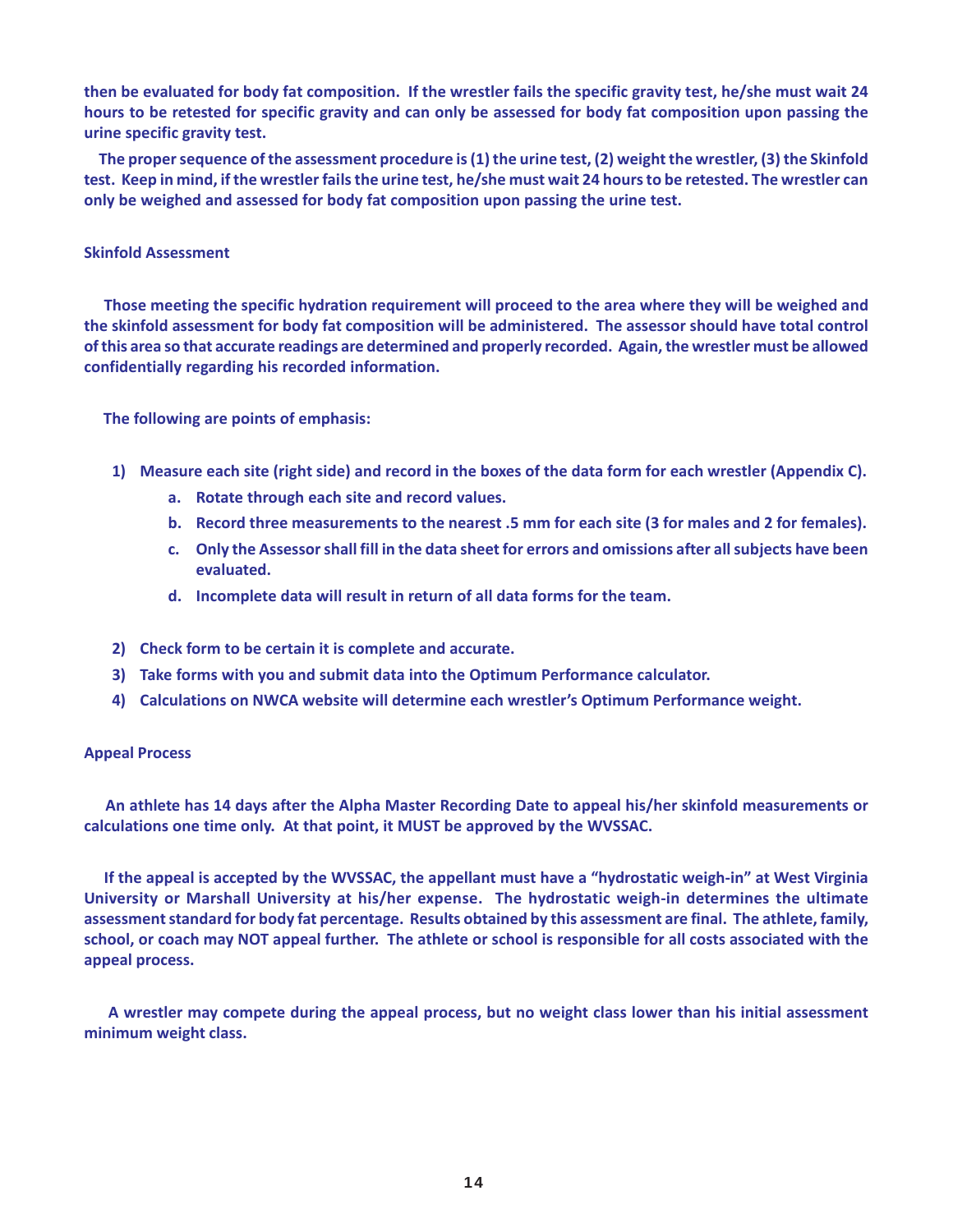**then be evaluated for body fat composition. If the wrestler fails the specific gravity test, he/she must wait 24 hours to be retested for specific gravity and can only be assessed for body fat composition upon passing the urine specific gravity test.**

**The proper sequence of the assessment procedure is (1) the urine test, (2) weight the wrestler, (3) the Skinfold test. Keep in mind, if the wrestler fails the urine test, he/she must wait 24 hours to be retested. The wrestler can only be weighed and assessed for body fat composition upon passing the urine test.**

### Skinfold Assessment

**Those meeting the specific hydration requirement will proceed to the area where they will be weighed and the skinfold assessment for body fat composition will be administered. The assessor should have total control of this area so that accurate readings are determined and properly recorded. Again, the wrestler must be allowed confidentially regarding his recorded information.**

**The following are points of emphasis:**

1) **Measure each site (right side) and record in the boxes of the data form for each wrestler (Appendix C).**
   a. **Rotate through each site and record values.**
   b. **Record three measurements to the nearest .5 mm for each site (3 for males and 2 for females).**
   c. **Only the Assessor shall fill in the data sheet for errors and omissions after all subjects have been evaluated.**
   d. **Incomplete data will result in return of all data forms for the team.**

2) **Check form to be certain it is complete and accurate.**
3) **Take forms with you and submit data into the Optimum Performance calculator.**
4) **Calculations on NWCA website will determine each wrestler's Optimum Performance weight.**

### Appeal Process

**An athlete has 14 days after the Alpha Master Recording Date to appeal his/her skinfold measurements or calculations one time only. At that point, it MUST be approved by the WVSSAC.**

**If the appeal is accepted by the WVSSAC, the appellant must have a "hydrostatic weigh-in" at West Virginia University or Marshall University at his/her expense. The hydrostatic weigh-in determines the ultimate assessment standard for body fat percentage. Results obtained by this assessment are final. The athlete, family, school, or coach may NOT appeal further. The athlete or school is responsible for all costs associated with the appeal process.**

**A wrestler may compete during the appeal process, but no weight class lower than his initial assessment minimum weight class.**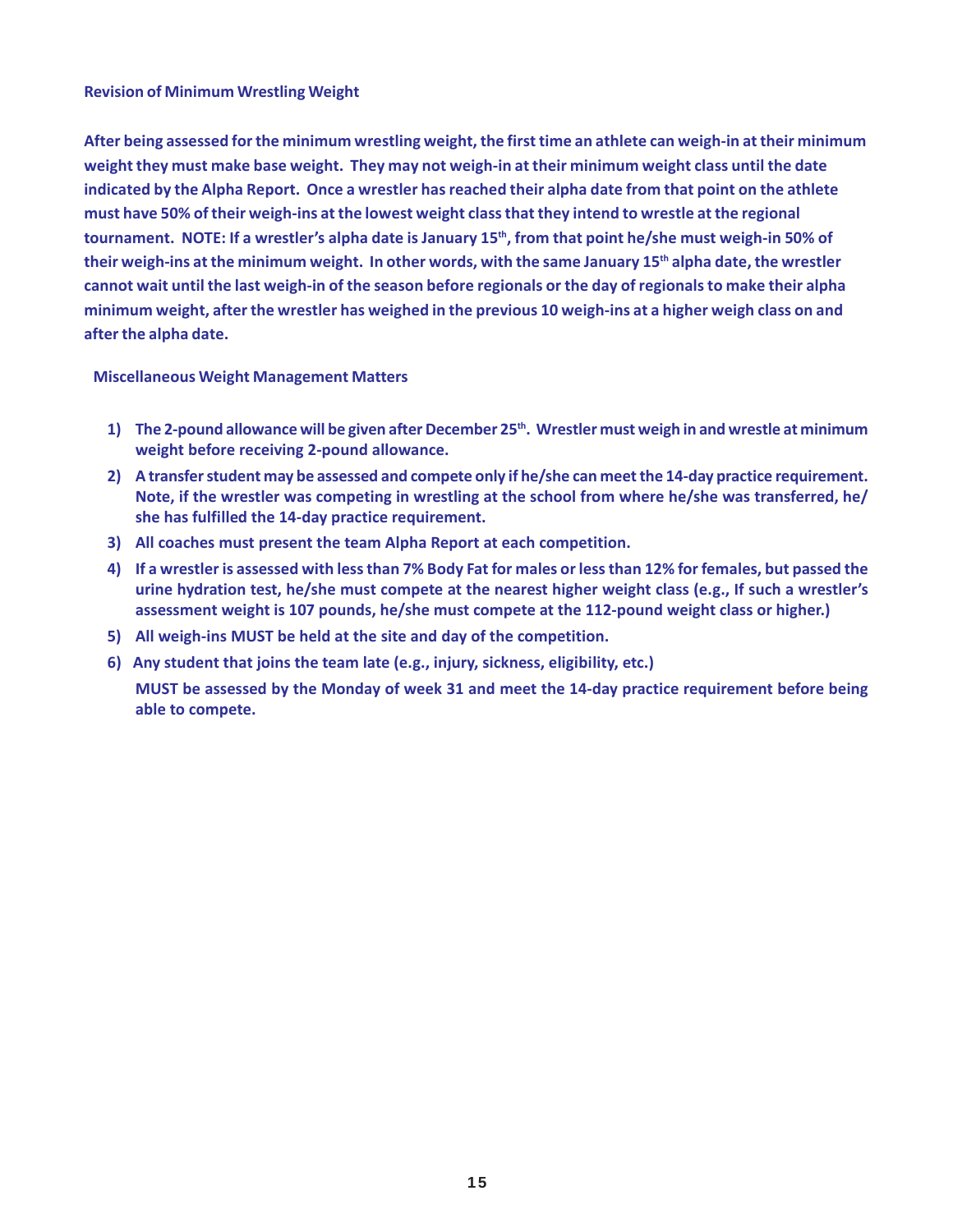## Revision of Minimum Wrestling Weight

**After being assessed for the minimum wrestling weight, the first time an athlete can weigh-in at their minimum weight they must make base weight. They may not weigh-in at their minimum weight class until the date indicated by the Alpha Report. Once a wrestler has reached their alpha date from that point on the athlete must have 50% of their weigh-ins at the lowest weight class that they intend to wrestle at the regional tournament. NOTE: If a wrestler's alpha date is January 15th, from that point he/she must weigh-in 50% of their weigh-ins at the minimum weight. In other words, with the same January 15th alpha date, the wrestler cannot wait until the last weigh-in of the season before regionals or the day of regionals to make their alpha minimum weight, after the wrestler has weighed in the previous 10 weigh-ins at a higher weigh class on and after the alpha date.**

## Miscellaneous Weight Management Matters

1) **The 2-pound allowance will be given after December 25th. Wrestler must weigh in and wrestle at minimum weight before receiving 2-pound allowance.**
2) **A transfer student may be assessed and compete only if he/she can meet the 14-day practice requirement. Note, if the wrestler was competing in wrestling at the school from where he/she was transferred, he/she has fulfilled the 14-day practice requirement.**
3) **All coaches must present the team Alpha Report at each competition.**
4) **If a wrestler is assessed with less than 7% Body Fat for males or less than 12% for females, but passed the urine hydration test, he/she must compete at the nearest higher weight class (e.g., If such a wrestler's assessment weight is 107 pounds, he/she must compete at the 112-pound weight class or higher.)**
5) **All weigh-ins MUST be held at the site and day of the competition.**
6) **Any student that joins the team late (e.g., injury, sickness, eligibility, etc.)**

   **MUST be assessed by the Monday of week 31 and meet the 14-day practice requirement before being able to compete.**